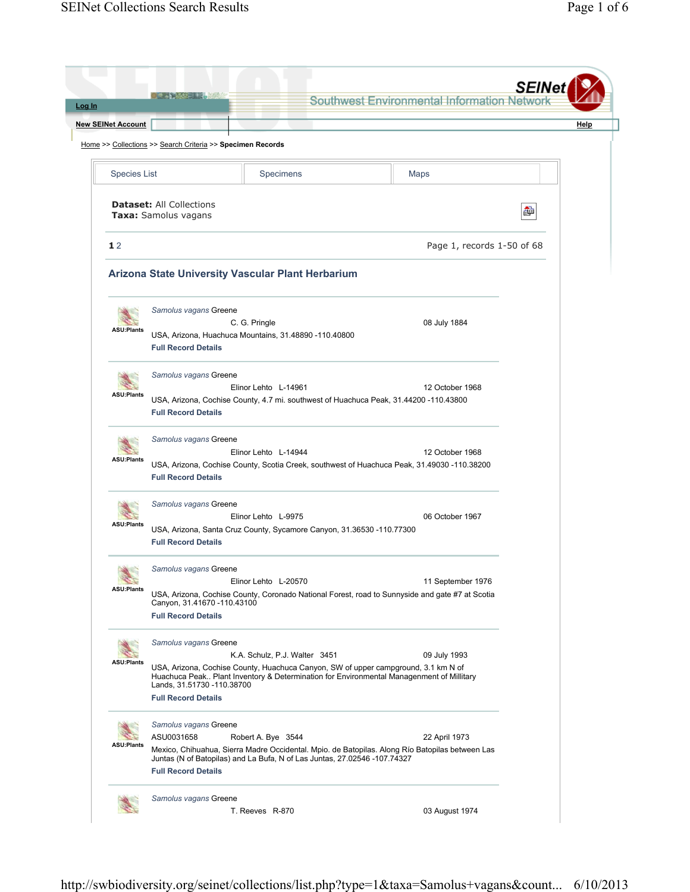Log In

New SEINet Account

SEINet Southwest Environmental Information Network

Help

Home >> Collections >> Search Criteria >> **Specimen Records**

Species List | Specimens | Maps

**Dataset:** All Collections
**Taxa:** Samolus vagans

**1** 2 Page 1, records 1-50 of 68

## Arizona State University Vascular Plant Herbarium

ASU:Plants
*Samolus vagans* Greene
C. G. Pringle 08 July 1884
USA, Arizona, Huachuca Mountains, 31.48890 -110.40800
**Full Record Details**

ASU:Plants
*Samolus vagans* Greene
Elinor Lehto L-14961 12 October 1968
USA, Arizona, Cochise County, 4.7 mi. southwest of Huachuca Peak, 31.44200 -110.43800
**Full Record Details**

ASU:Plants
*Samolus vagans* Greene
Elinor Lehto L-14944 12 October 1968
USA, Arizona, Cochise County, Scotia Creek, southwest of Huachuca Peak, 31.49030 -110.38200
**Full Record Details**

ASU:Plants
*Samolus vagans* Greene
Elinor Lehto L-9975 06 October 1967
USA, Arizona, Santa Cruz County, Sycamore Canyon, 31.36530 -110.77300
**Full Record Details**

ASU:Plants
*Samolus vagans* Greene
Elinor Lehto L-20570 11 September 1976
USA, Arizona, Cochise County, Coronado National Forest, road to Sunnyside and gate #7 at Scotia Canyon, 31.41670 -110.43100
**Full Record Details**

ASU:Plants
*Samolus vagans* Greene
K.A. Schulz, P.J. Walter 3451 09 July 1993
USA, Arizona, Cochise County, Huachuca Canyon, SW of upper campground, 3.1 km N of Huachuca Peak.. Plant Inventory & Determination for Environmental Managenment of Millitary Lands, 31.51730 -110.38700
**Full Record Details**

ASU:Plants
*Samolus vagans* Greene
ASU0031658 Robert A. Bye 3544 22 April 1973
Mexico, Chihuahua, Sierra Madre Occidental. Mpio. de Batopilas. Along Río Batopilas between Las Juntas (N of Batopilas) and La Bufa, N of Las Juntas, 27.02546 -107.74327
**Full Record Details**

*Samolus vagans* Greene
T. Reeves R-870 03 August 1974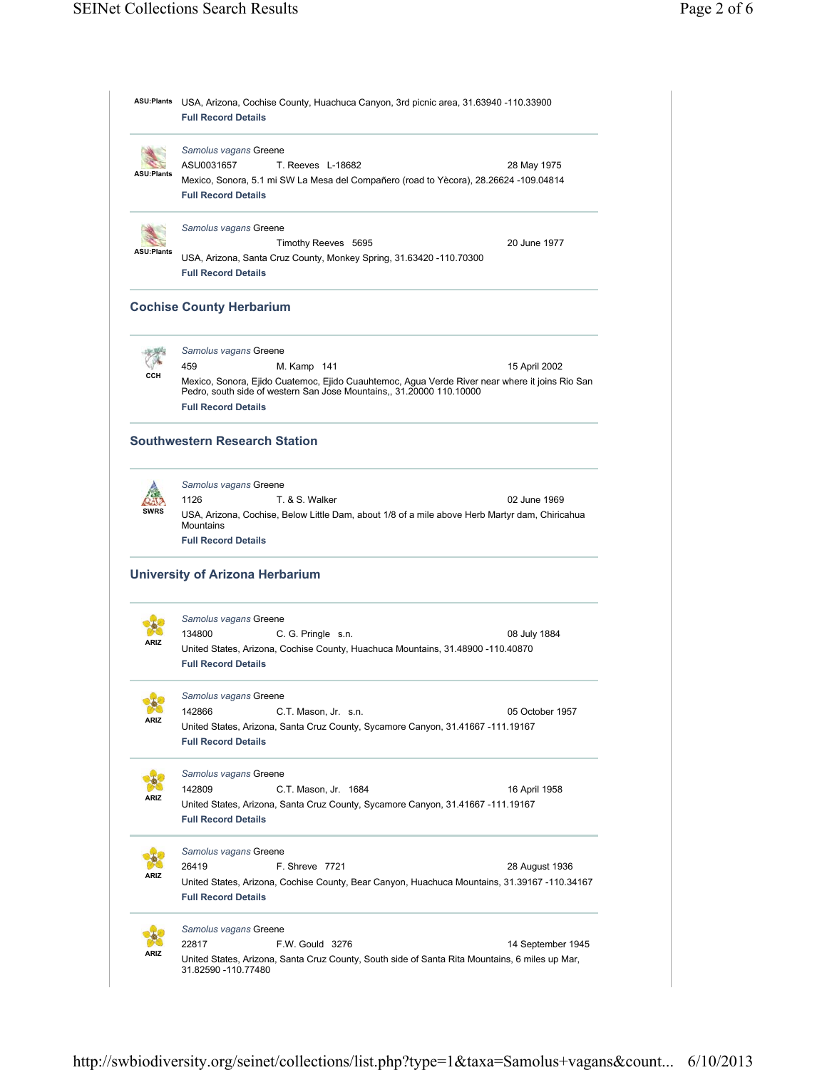ASU:Plants — USA, Arizona, Cochise County, Huachuca Canyon, 3rd picnic area, 31.63940 -110.33900
**Full Record Details**

---

ASU:Plants
*Samolus vagans* Greene
ASU0031657 T. Reeves L-18682 28 May 1975
Mexico, Sonora, 5.1 mi SW La Mesa del Compañero (road to Yècora), 28.26624 -109.04814
**Full Record Details**

---

ASU:Plants
*Samolus vagans* Greene
Timothy Reeves 5695 20 June 1977
USA, Arizona, Santa Cruz County, Monkey Spring, 31.63420 -110.70300
**Full Record Details**

## Cochise County Herbarium

CCH
*Samolus vagans* Greene
459 M. Kamp 141 15 April 2002
Mexico, Sonora, Ejido Cuatemoc, Ejido Cuauhtemoc, Agua Verde River near where it joins Rio San Pedro, south side of western San Jose Mountains,, 31.20000 110.10000
**Full Record Details**

## Southwestern Research Station

SWRS
*Samolus vagans* Greene
1126 T. & S. Walker 02 June 1969
USA, Arizona, Cochise, Below Little Dam, about 1/8 of a mile above Herb Martyr dam, Chiricahua Mountains
**Full Record Details**

## University of Arizona Herbarium

ARIZ
*Samolus vagans* Greene
134800 C. G. Pringle s.n. 08 July 1884
United States, Arizona, Cochise County, Huachuca Mountains, 31.48900 -110.40870
**Full Record Details**

---

ARIZ
*Samolus vagans* Greene
142866 C.T. Mason, Jr. s.n. 05 October 1957
United States, Arizona, Santa Cruz County, Sycamore Canyon, 31.41667 -111.19167
**Full Record Details**

---

ARIZ
*Samolus vagans* Greene
142809 C.T. Mason, Jr. 1684 16 April 1958
United States, Arizona, Santa Cruz County, Sycamore Canyon, 31.41667 -111.19167
**Full Record Details**

---

ARIZ
*Samolus vagans* Greene
26419 F. Shreve 7721 28 August 1936
United States, Arizona, Cochise County, Bear Canyon, Huachuca Mountains, 31.39167 -110.34167
**Full Record Details**

---

ARIZ
*Samolus vagans* Greene
22817 F.W. Gould 3276 14 September 1945
United States, Arizona, Santa Cruz County, South side of Santa Rita Mountains, 6 miles up Mar, 31.82590 -110.77480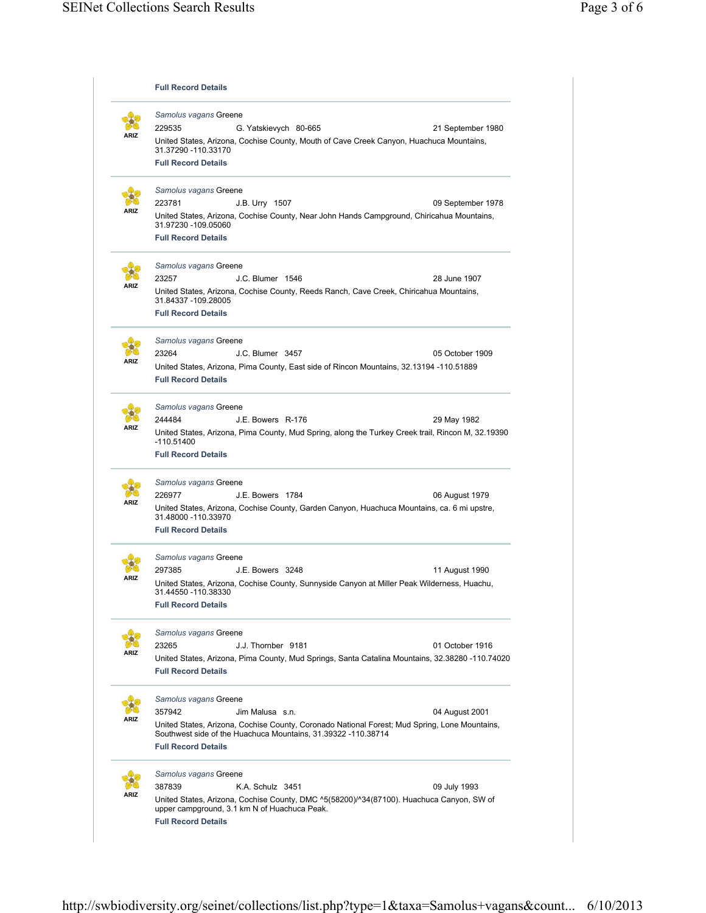**Full Record Details**

---

ARIZ

*Samolus vagans* Greene

229535 G. Yatskievych 80-665 21 September 1980

United States, Arizona, Cochise County, Mouth of Cave Creek Canyon, Huachuca Mountains, 31.37290 -110.33170

**Full Record Details**

---

ARIZ

*Samolus vagans* Greene

223781 J.B. Urry 1507 09 September 1978

United States, Arizona, Cochise County, Near John Hands Campground, Chiricahua Mountains, 31.97230 -109.05060

**Full Record Details**

---

ARIZ

*Samolus vagans* Greene

23257 J.C. Blumer 1546 28 June 1907

United States, Arizona, Cochise County, Reeds Ranch, Cave Creek, Chiricahua Mountains, 31.84337 -109.28005

**Full Record Details**

---

ARIZ

*Samolus vagans* Greene

23264 J.C. Blumer 3457 05 October 1909

United States, Arizona, Pima County, East side of Rincon Mountains, 32.13194 -110.51889

**Full Record Details**

---

ARIZ

*Samolus vagans* Greene

244484 J.E. Bowers R-176 29 May 1982

United States, Arizona, Pima County, Mud Spring, along the Turkey Creek trail, Rincon M, 32.19390 -110.51400

**Full Record Details**

---

ARIZ

*Samolus vagans* Greene

226977 J.E. Bowers 1784 06 August 1979

United States, Arizona, Cochise County, Garden Canyon, Huachuca Mountains, ca. 6 mi upstre, 31.48000 -110.33970

**Full Record Details**

---

ARIZ

*Samolus vagans* Greene

297385 J.E. Bowers 3248 11 August 1990

United States, Arizona, Cochise County, Sunnyside Canyon at Miller Peak Wilderness, Huachu, 31.44550 -110.38330

**Full Record Details**

---

ARIZ

*Samolus vagans* Greene

23265 J.J. Thornber 9181 01 October 1916

United States, Arizona, Pima County, Mud Springs, Santa Catalina Mountains, 32.38280 -110.74020

**Full Record Details**

---

ARIZ

*Samolus vagans* Greene

357942 Jim Malusa s.n. 04 August 2001

United States, Arizona, Cochise County, Coronado National Forest; Mud Spring, Lone Mountains, Southwest side of the Huachuca Mountains, 31.39322 -110.38714

**Full Record Details**

---

ARIZ

*Samolus vagans* Greene

387839 K.A. Schulz 3451 09 July 1993

United States, Arizona, Cochise County, DMC ^5(58200)/^34(87100). Huachuca Canyon, SW of upper campground, 3.1 km N of Huachuca Peak.

**Full Record Details**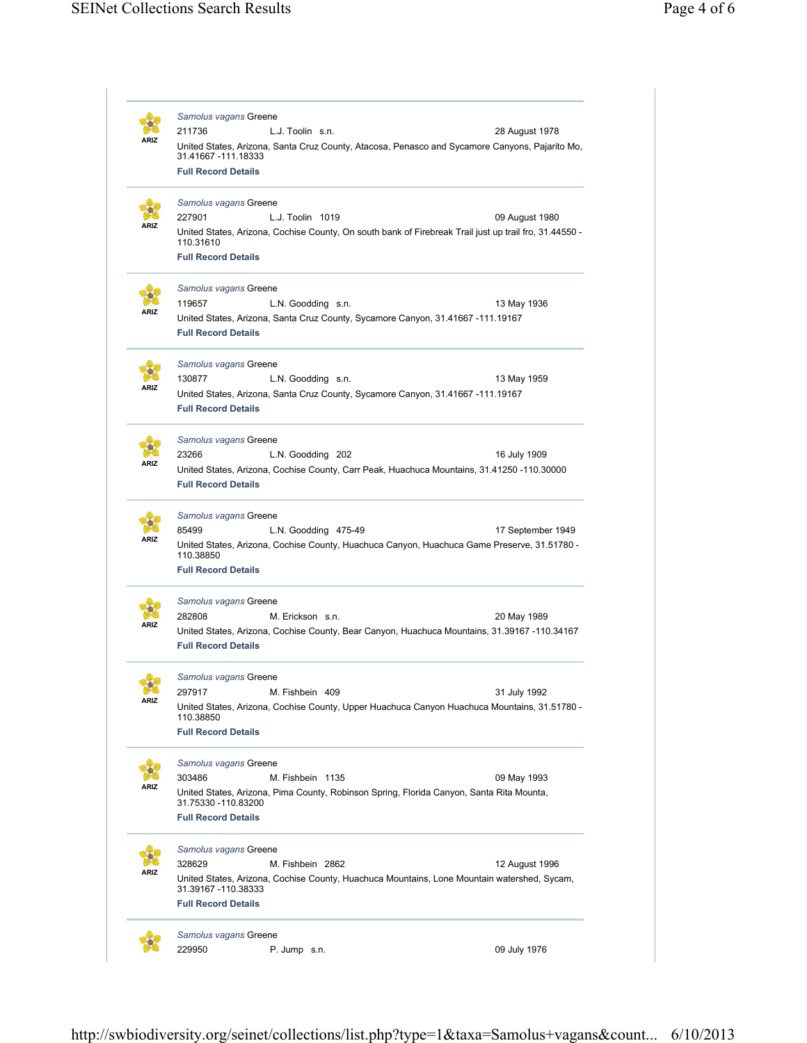*Samolus vagans* Greene
ARIZ
211736 L.J. Toolin s.n. 28 August 1978
United States, Arizona, Santa Cruz County, Atacosa, Penasco and Sycamore Canyons, Pajarito Mo, 31.41667 -111.18333
**Full Record Details**

---

*Samolus vagans* Greene
ARIZ
227901 L.J. Toolin 1019 09 August 1980
United States, Arizona, Cochise County, On south bank of Firebreak Trail just up trail fro, 31.44550 -110.31610
**Full Record Details**

---

*Samolus vagans* Greene
ARIZ
119657 L.N. Goodding s.n. 13 May 1936
United States, Arizona, Santa Cruz County, Sycamore Canyon, 31.41667 -111.19167
**Full Record Details**

---

*Samolus vagans* Greene
ARIZ
130877 L.N. Goodding s.n. 13 May 1959
United States, Arizona, Santa Cruz County, Sycamore Canyon, 31.41667 -111.19167
**Full Record Details**

---

*Samolus vagans* Greene
ARIZ
23266 L.N. Goodding 202 16 July 1909
United States, Arizona, Cochise County, Carr Peak, Huachuca Mountains, 31.41250 -110.30000
**Full Record Details**

---

*Samolus vagans* Greene
ARIZ
85499 L.N. Goodding 475-49 17 September 1949
United States, Arizona, Cochise County, Huachuca Canyon, Huachuca Game Preserve, 31.51780 -110.38850
**Full Record Details**

---

*Samolus vagans* Greene
ARIZ
282808 M. Erickson s.n. 20 May 1989
United States, Arizona, Cochise County, Bear Canyon, Huachuca Mountains, 31.39167 -110.34167
**Full Record Details**

---

*Samolus vagans* Greene
ARIZ
297917 M. Fishbein 409 31 July 1992
United States, Arizona, Cochise County, Upper Huachuca Canyon Huachuca Mountains, 31.51780 -110.38850
**Full Record Details**

---

*Samolus vagans* Greene
ARIZ
303486 M. Fishbein 1135 09 May 1993
United States, Arizona, Pima County, Robinson Spring, Florida Canyon, Santa Rita Mounta, 31.75330 -110.83200
**Full Record Details**

---

*Samolus vagans* Greene
ARIZ
328629 M. Fishbein 2862 12 August 1996
United States, Arizona, Cochise County, Huachuca Mountains, Lone Mountain watershed, Sycam, 31.39167 -110.38333
**Full Record Details**

---

*Samolus vagans* Greene
229950 P. Jump s.n. 09 July 1976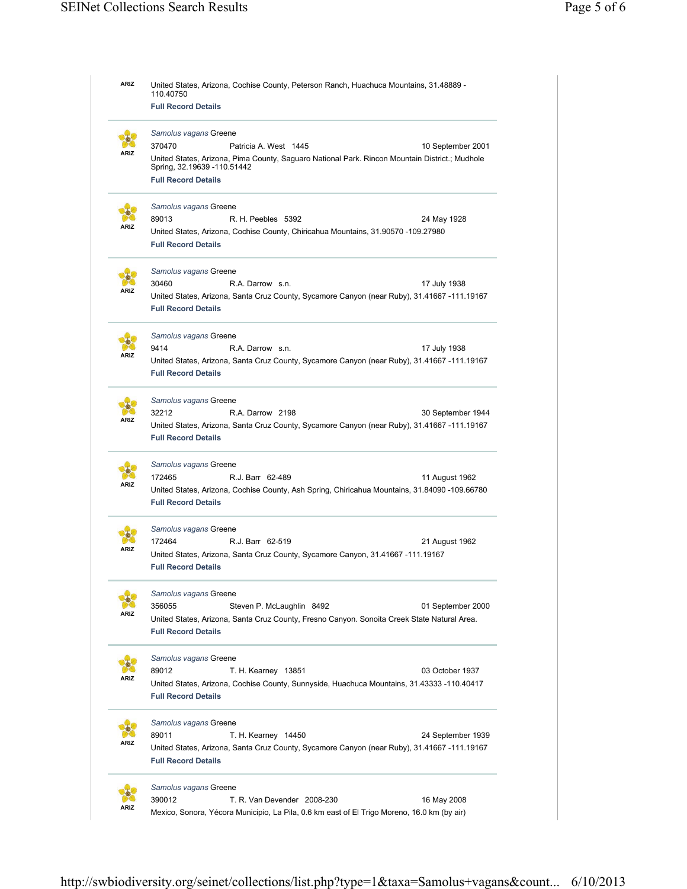ARIZ United States, Arizona, Cochise County, Peterson Ranch, Huachuca Mountains, 31.48889 -110.40750
**Full Record Details**

---

*Samolus vagans* Greene
370470 Patricia A. West 1445 10 September 2001
ARIZ United States, Arizona, Pima County, Saguaro National Park. Rincon Mountain District.; Mudhole Spring, 32.19639 -110.51442
**Full Record Details**

---

*Samolus vagans* Greene
89013 R. H. Peebles 5392 24 May 1928
ARIZ United States, Arizona, Cochise County, Chiricahua Mountains, 31.90570 -109.27980
**Full Record Details**

---

*Samolus vagans* Greene
30460 R.A. Darrow s.n. 17 July 1938
ARIZ United States, Arizona, Santa Cruz County, Sycamore Canyon (near Ruby), 31.41667 -111.19167
**Full Record Details**

---

*Samolus vagans* Greene
9414 R.A. Darrow s.n. 17 July 1938
ARIZ United States, Arizona, Santa Cruz County, Sycamore Canyon (near Ruby), 31.41667 -111.19167
**Full Record Details**

---

*Samolus vagans* Greene
32212 R.A. Darrow 2198 30 September 1944
ARIZ United States, Arizona, Santa Cruz County, Sycamore Canyon (near Ruby), 31.41667 -111.19167
**Full Record Details**

---

*Samolus vagans* Greene
172465 R.J. Barr 62-489 11 August 1962
ARIZ United States, Arizona, Cochise County, Ash Spring, Chiricahua Mountains, 31.84090 -109.66780
**Full Record Details**

---

*Samolus vagans* Greene
172464 R.J. Barr 62-519 21 August 1962
ARIZ United States, Arizona, Santa Cruz County, Sycamore Canyon, 31.41667 -111.19167
**Full Record Details**

---

*Samolus vagans* Greene
356055 Steven P. McLaughlin 8492 01 September 2000
ARIZ United States, Arizona, Santa Cruz County, Fresno Canyon. Sonoita Creek State Natural Area.
**Full Record Details**

---

*Samolus vagans* Greene
89012 T. H. Kearney 13851 03 October 1937
ARIZ United States, Arizona, Cochise County, Sunnyside, Huachuca Mountains, 31.43333 -110.40417
**Full Record Details**

---

*Samolus vagans* Greene
89011 T. H. Kearney 14450 24 September 1939
ARIZ United States, Arizona, Santa Cruz County, Sycamore Canyon (near Ruby), 31.41667 -111.19167
**Full Record Details**

---

*Samolus vagans* Greene
390012 T. R. Van Devender 2008-230 16 May 2008
ARIZ Mexico, Sonora, Yécora Municipio, La Pila, 0.6 km east of El Trigo Moreno, 16.0 km (by air)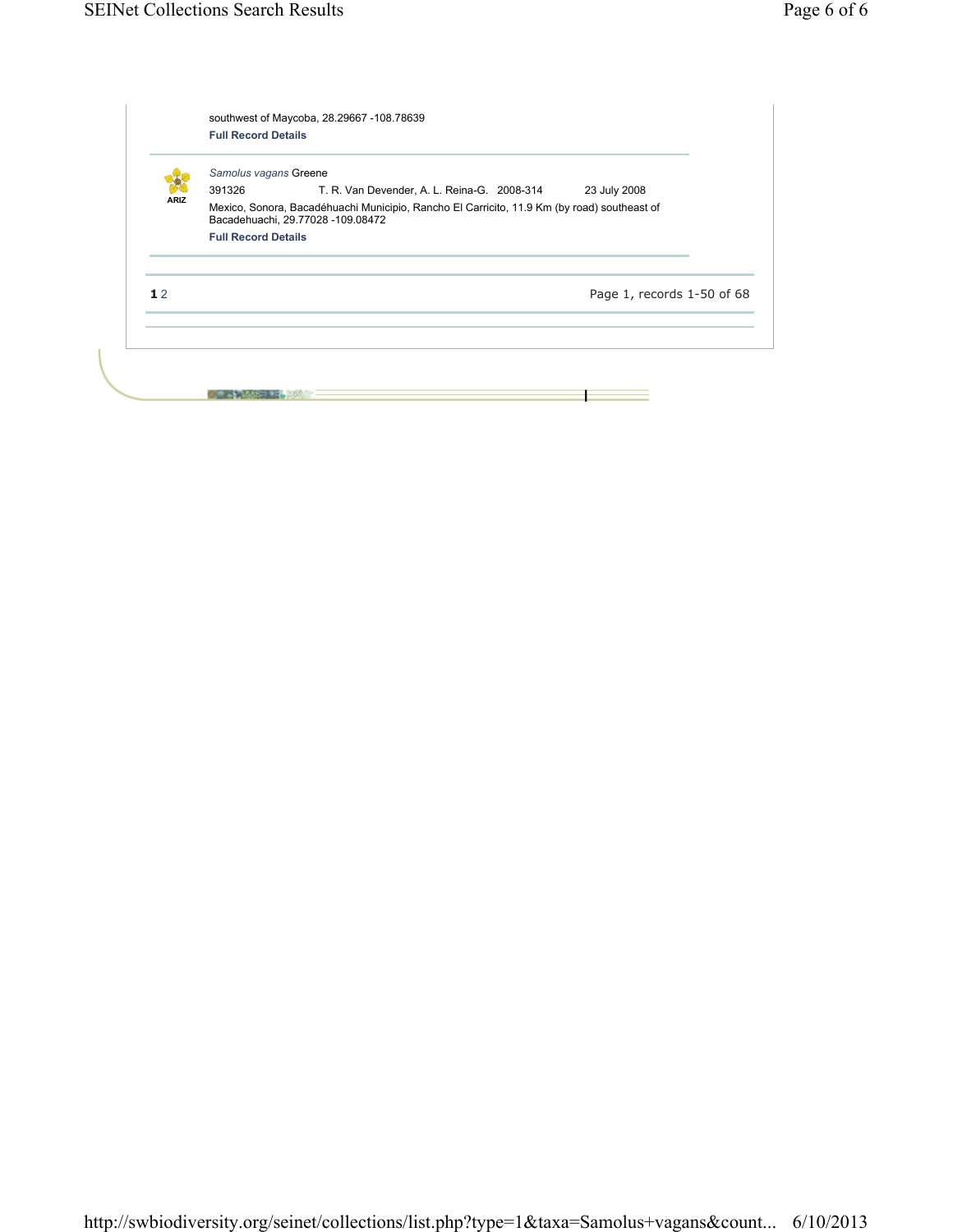southwest of Maycoba, 28.29667 -108.78639

**Full Record Details**

ARIZ

*Samolus vagans* Greene

391326 T. R. Van Devender, A. L. Reina-G. 2008-314 23 July 2008

Mexico, Sonora, Bacadéhuachi Municipio, Rancho El Carricito, 11.9 Km (by road) southeast of Bacadehuachi, 29.77028 -109.08472

**Full Record Details**

**1** 2 Page 1, records 1-50 of 68